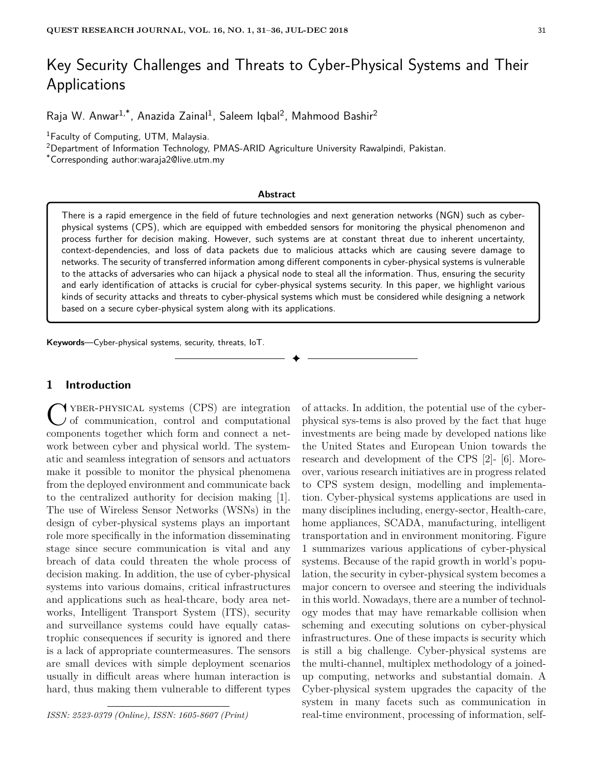# Key Security Challenges and Threats to Cyber-Physical Systems and Their Applications

Raja W. Anwar[1,*], Anazida Zainal[1], Saleem Iqbal[2], Mahmood Bashir[2]

[1]Faculty of Computing, UTM, Malaysia.
[2]Department of Information Technology, PMAS-ARID Agriculture University Rawalpindi, Pakistan.
[*]Corresponding author:waraja2@live.utm.my

## Abstract

There is a rapid emergence in the field of future technologies and next generation networks (NGN) such as cyber-physical systems (CPS), which are equipped with embedded sensors for monitoring the physical phenomenon and process further for decision making. However, such systems are at constant threat due to inherent uncertainty, context-dependencies, and loss of data packets due to malicious attacks which are causing severe damage to networks. The security of transferred information among different components in cyber-physical systems is vulnerable to the attacks of adversaries who can hijack a physical node to steal all the information. Thus, ensuring the security and early identification of attacks is crucial for cyber-physical systems security. In this paper, we highlight various kinds of security attacks and threats to cyber-physical systems which must be considered while designing a network based on a secure cyber-physical system along with its applications.

**Keywords**—Cyber-physical systems, security, threats, IoT.

## 1 Introduction

Cyber-physical systems (CPS) are integration of communication, control and computational components together which form and connect a network between cyber and physical world. The systematic and seamless integration of sensors and actuators make it possible to monitor the physical phenomena from the deployed environment and communicate back to the centralized authority for decision making [1]. The use of Wireless Sensor Networks (WSNs) in the design of cyber-physical systems plays an important role more specifically in the information disseminating stage since secure communication is vital and any breach of data could threaten the whole process of decision making. In addition, the use of cyber-physical systems into various domains, critical infrastructures and applications such as heal-thcare, body area networks, Intelligent Transport System (ITS), security and surveillance systems could have equally catastrophic consequences if security is ignored and there is a lack of appropriate countermeasures. The sensors are small devices with simple deployment scenarios usually in difficult areas where human interaction is hard, thus making them vulnerable to different types of attacks. In addition, the potential use of the cyber-physical sys-tems is also proved by the fact that huge investments are being made by developed nations like the United States and European Union towards the research and development of the CPS [2]- [6]. Moreover, various research initiatives are in progress related to CPS system design, modelling and implementation. Cyber-physical systems applications are used in many disciplines including, energy-sector, Health-care, home appliances, SCADA, manufacturing, intelligent transportation and in environment monitoring. Figure 1 summarizes various applications of cyber-physical systems. Because of the rapid growth in world's population, the security in cyber-physical system becomes a major concern to oversee and steering the individuals in this world. Nowadays, there are a number of technology modes that may have remarkable collision when scheming and executing solutions on cyber-physical infrastructures. One of these impacts is security which is still a big challenge. Cyber-physical systems are the multi-channel, multiplex methodology of a joined-up computing, networks and substantial domain. A Cyber-physical system upgrades the capacity of the system in many facets such as communication in real-time environment, processing of information, self-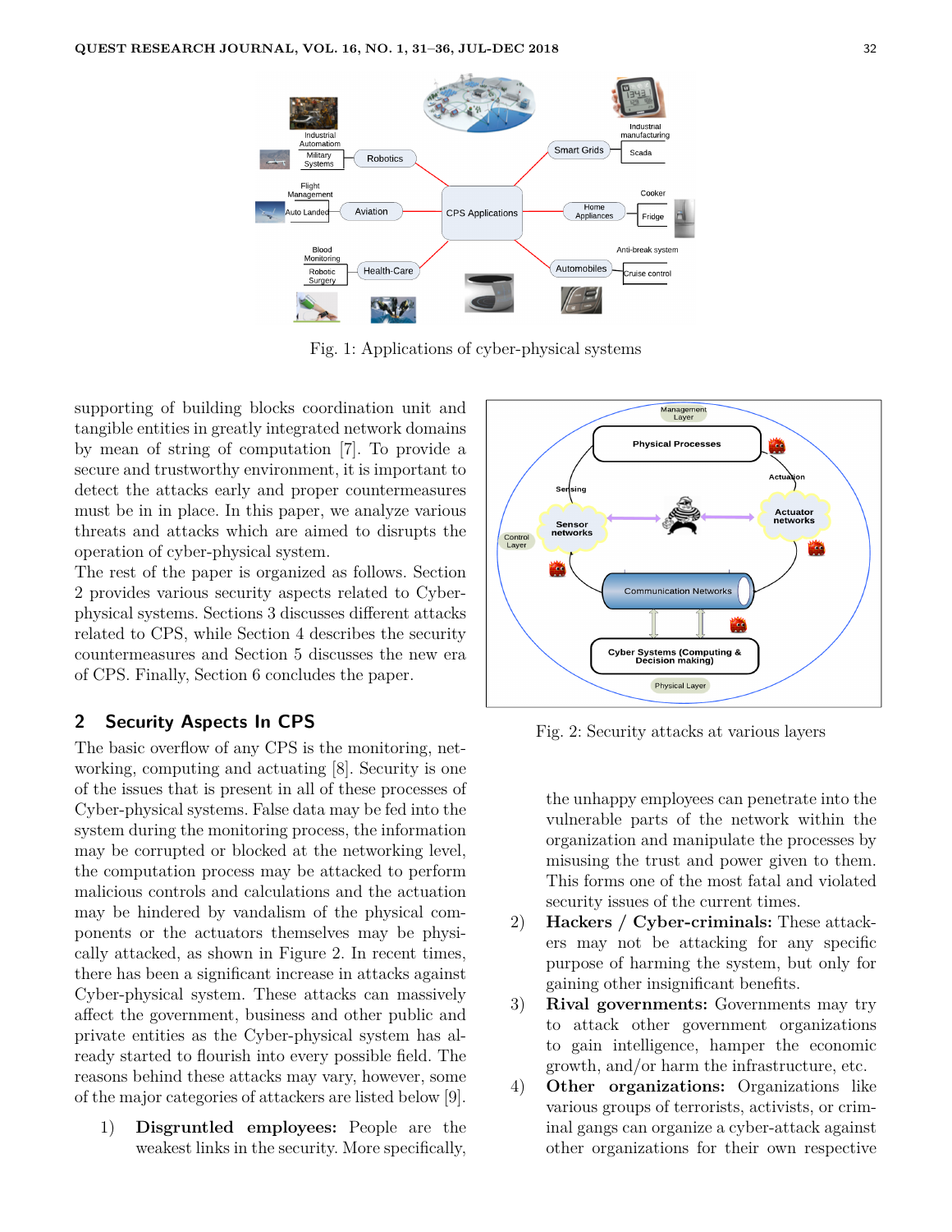Fig. 1: Applications of cyber-physical systems

supporting of building blocks coordination unit and tangible entities in greatly integrated network domains by mean of string of computation [7]. To provide a secure and trustworthy environment, it is important to detect the attacks early and proper countermeasures must be in place. In this paper, we analyze various threats and attacks which are aimed to disrupts the operation of cyber-physical system.

The rest of the paper is organized as follows. Section 2 provides various security aspects related to Cyber-physical systems. Sections 3 discusses different attacks related to CPS, while Section 4 describes the security countermeasures and Section 5 discusses the new era of CPS. Finally, Section 6 concludes the paper.

## 2 Security Aspects In CPS

The basic overflow of any CPS is the monitoring, networking, computing and actuating [8]. Security is one of the issues that is present in all of these processes of Cyber-physical systems. False data may be fed into the system during the monitoring process, the information may be corrupted or blocked at the networking level, the computation process may be attacked to perform malicious controls and calculations and the actuation may be hindered by vandalism of the physical components or the actuators themselves may be physically attacked, as shown in Figure 2. In recent times, there has been a significant increase in attacks against Cyber-physical system. These attacks can massively affect the government, business and other public and private entities as the Cyber-physical system has already started to flourish into every possible field. The reasons behind these attacks may vary, however, some of the major categories of attackers are listed below [9].

1) **Disgruntled employees:** People are the weakest links in the security. More specifically, the unhappy employees can penetrate into the vulnerable parts of the network within the organization and manipulate the processes by misusing the trust and power given to them. This forms one of the most fatal and violated security issues of the current times.
2) **Hackers / Cyber-criminals:** These attackers may not be attacking for any specific purpose of harming the system, but only for gaining other insignificant benefits.
3) **Rival governments:** Governments may try to attack other government organizations to gain intelligence, hamper the economic growth, and/or harm the infrastructure, etc.
4) **Other organizations:** Organizations like various groups of terrorists, activists, or criminal gangs can organize a cyber-attack against other organizations for their own respective

Fig. 2: Security attacks at various layers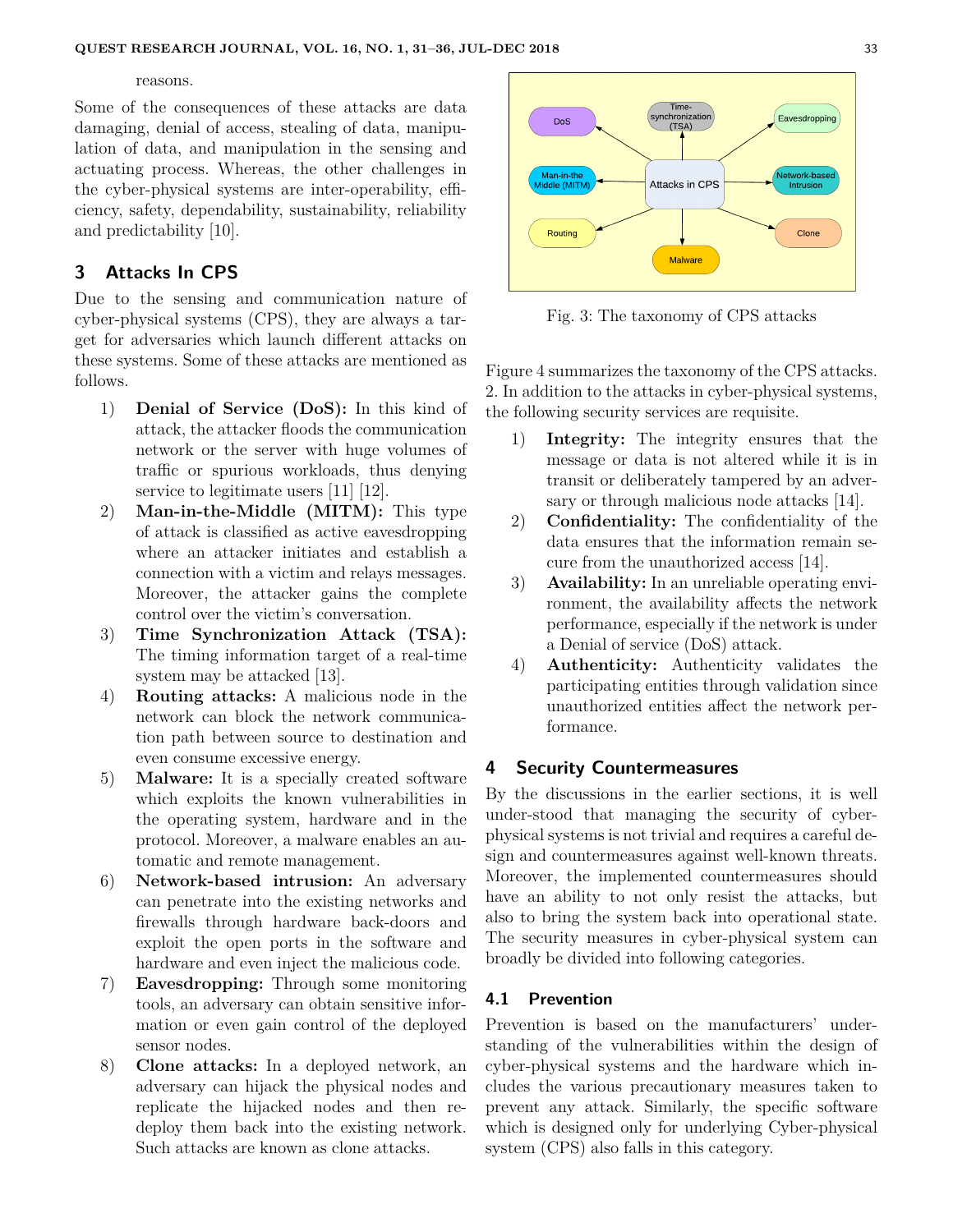reasons.

Some of the consequences of these attacks are data damaging, denial of access, stealing of data, manipulation of data, and manipulation in the sensing and actuating process. Whereas, the other challenges in the cyber-physical systems are inter-operability, efficiency, safety, dependability, sustainability, reliability and predictability [10].

## 3 Attacks In CPS

Due to the sensing and communication nature of cyber-physical systems (CPS), they are always a target for adversaries which launch different attacks on these systems. Some of these attacks are mentioned as follows.

1) **Denial of Service (DoS):** In this kind of attack, the attacker floods the communication network or the server with huge volumes of traffic or spurious workloads, thus denying service to legitimate users [11] [12].
2) **Man-in-the-Middle (MITM):** This type of attack is classified as active eavesdropping where an attacker initiates and establish a connection with a victim and relays messages. Moreover, the attacker gains the complete control over the victim's conversation.
3) **Time Synchronization Attack (TSA):** The timing information target of a real-time system may be attacked [13].
4) **Routing attacks:** A malicious node in the network can block the network communication path between source to destination and even consume excessive energy.
5) **Malware:** It is a specially created software which exploits the known vulnerabilities in the operating system, hardware and in the protocol. Moreover, a malware enables an automatic and remote management.
6) **Network-based intrusion:** An adversary can penetrate into the existing networks and firewalls through hardware back-doors and exploit the open ports in the software and hardware and even inject the malicious code.
7) **Eavesdropping:** Through some monitoring tools, an adversary can obtain sensitive information or even gain control of the deployed sensor nodes.
8) **Clone attacks:** In a deployed network, an adversary can hijack the physical nodes and replicate the hijacked nodes and then redeploy them back into the existing network. Such attacks are known as clone attacks.

Fig. 3: The taxonomy of CPS attacks

Figure 4 summarizes the taxonomy of the CPS attacks. 2. In addition to the attacks in cyber-physical systems, the following security services are requisite.

1) **Integrity:** The integrity ensures that the message or data is not altered while it is in transit or deliberately tampered by an adversary or through malicious node attacks [14].
2) **Confidentiality:** The confidentiality of the data ensures that the information remain secure from the unauthorized access [14].
3) **Availability:** In an unreliable operating environment, the availability affects the network performance, especially if the network is under a Denial of service (DoS) attack.
4) **Authenticity:** Authenticity validates the participating entities through validation since unauthorized entities affect the network performance.

## 4 Security Countermeasures

By the discussions in the earlier sections, it is well under-stood that managing the security of cyber-physical systems is not trivial and requires a careful design and countermeasures against well-known threats. Moreover, the implemented countermeasures should have an ability to not only resist the attacks, but also to bring the system back into operational state. The security measures in cyber-physical system can broadly be divided into following categories.

### 4.1 Prevention

Prevention is based on the manufacturers' understanding of the vulnerabilities within the design of cyber-physical systems and the hardware which includes the various precautionary measures taken to prevent any attack. Similarly, the specific software which is designed only for underlying Cyber-physical system (CPS) also falls in this category.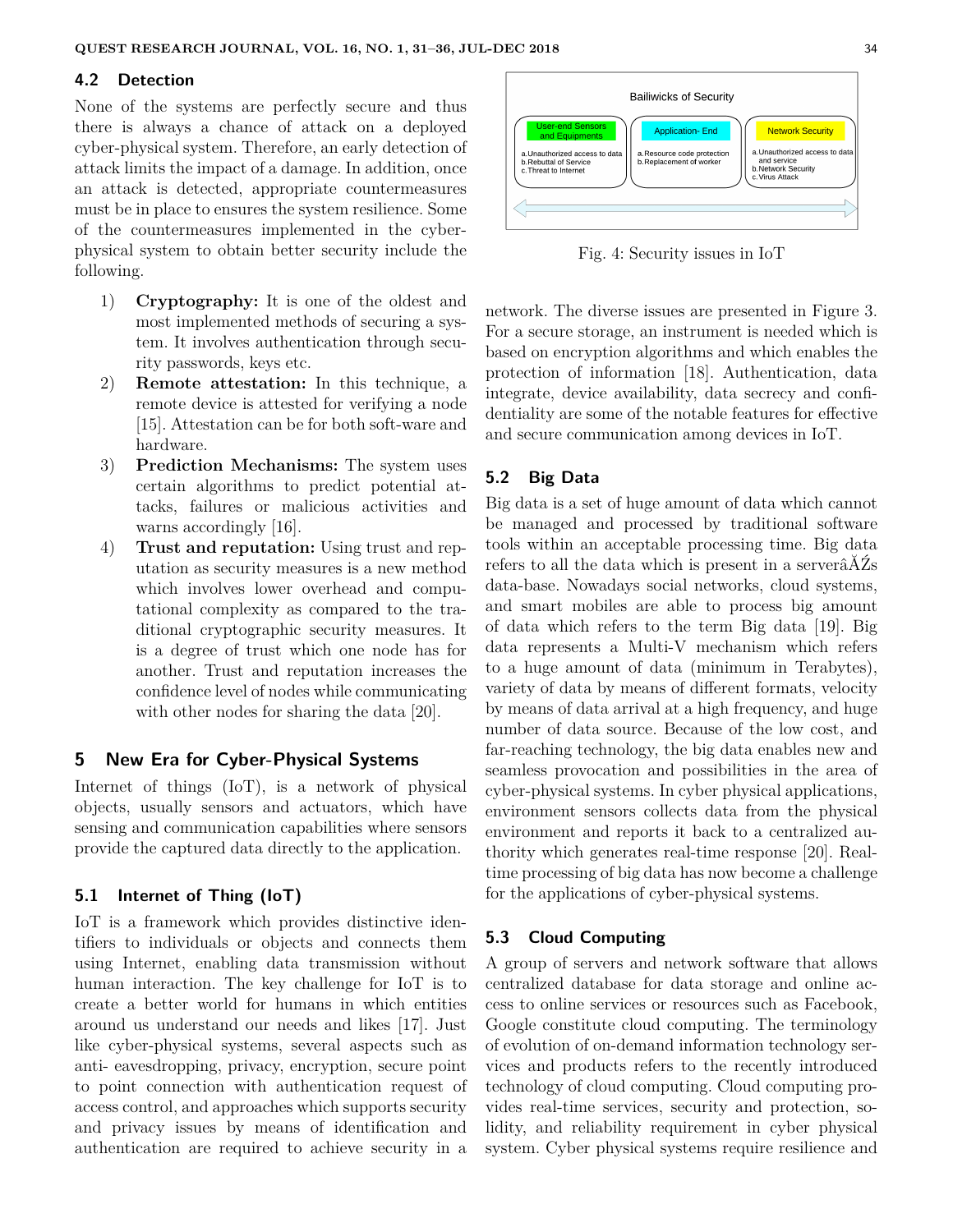### 4.2 Detection

None of the systems are perfectly secure and thus there is always a chance of attack on a deployed cyber-physical system. Therefore, an early detection of attack limits the impact of a damage. In addition, once an attack is detected, appropriate countermeasures must be in place to ensures the system resilience. Some of the countermeasures implemented in the cyber-physical system to obtain better security include the following.

1) **Cryptography:** It is one of the oldest and most implemented methods of securing a system. It involves authentication through security passwords, keys etc.
2) **Remote attestation:** In this technique, a remote device is attested for verifying a node [15]. Attestation can be for both soft-ware and hardware.
3) **Prediction Mechanisms:** The system uses certain algorithms to predict potential attacks, failures or malicious activities and warns accordingly [16].
4) **Trust and reputation:** Using trust and reputation as security measures is a new method which involves lower overhead and computational complexity as compared to the traditional cryptographic security measures. It is a degree of trust which one node has for another. Trust and reputation increases the confidence level of nodes while communicating with other nodes for sharing the data [20].

## 5 New Era for Cyber-Physical Systems

Internet of things (IoT), is a network of physical objects, usually sensors and actuators, which have sensing and communication capabilities where sensors provide the captured data directly to the application.

### 5.1 Internet of Thing (IoT)

IoT is a framework which provides distinctive identifiers to individuals or objects and connects them using Internet, enabling data transmission without human interaction. The key challenge for IoT is to create a better world for humans in which entities around us understand our needs and likes [17]. Just like cyber-physical systems, several aspects such as anti- eavesdropping, privacy, encryption, secure point to point connection with authentication request of access control, and approaches which supports security and privacy issues by means of identification and authentication are required to achieve security in a network. The diverse issues are presented in Figure 3. For a secure storage, an instrument is needed which is based on encryption algorithms and which enables the protection of information [18]. Authentication, data integrate, device availability, data secrecy and confidentiality are some of the notable features for effective and secure communication among devices in IoT.

Bailiwicks of Security

| User-end Sensors and Equipments | Application- End | Network Security |
|---|---|---|
| a.Unauthorized access to data<br>b.Rebuttal of Service<br>c.Threat to Internet | a.Resource code protection<br>b.Replacement of worker | a.Unauthorized access to data and service<br>b.Network Security<br>c.Virus Attack |

Fig. 4: Security issues in IoT

### 5.2 Big Data

Big data is a set of huge amount of data which cannot be managed and processed by traditional software tools within an acceptable processing time. Big data refers to all the data which is present in a serverâĂŹs data-base. Nowadays social networks, cloud systems, and smart mobiles are able to process big amount of data which refers to the term Big data [19]. Big data represents a Multi-V mechanism which refers to a huge amount of data (minimum in Terabytes), variety of data by means of different formats, velocity by means of data arrival at a high frequency, and huge number of data source. Because of the low cost, and far-reaching technology, the big data enables new and seamless provocation and possibilities in the area of cyber-physical systems. In cyber physical applications, environment sensors collects data from the physical environment and reports it back to a centralized authority which generates real-time response [20]. Real-time processing of big data has now become a challenge for the applications of cyber-physical systems.

### 5.3 Cloud Computing

A group of servers and network software that allows centralized database for data storage and online access to online services or resources such as Facebook, Google constitute cloud computing. The terminology of evolution of on-demand information technology services and products refers to the recently introduced technology of cloud computing. Cloud computing provides real-time services, security and protection, solidity, and reliability requirement in cyber physical system. Cyber physical systems require resilience and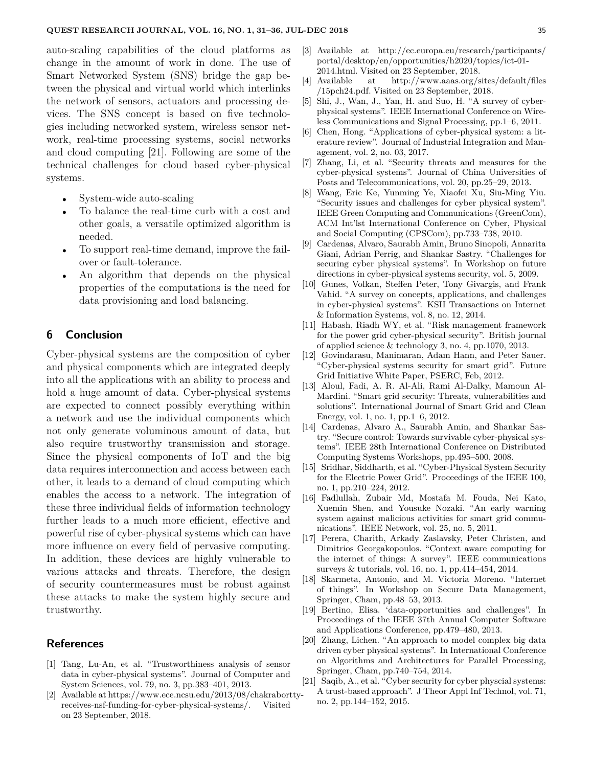auto-scaling capabilities of the cloud platforms as change in the amount of work in done. The use of Smart Networked System (SNS) bridge the gap between the physical and virtual world which interlinks the network of sensors, actuators and processing devices. The SNS concept is based on five technologies including networked system, wireless sensor network, real-time processing systems, social networks and cloud computing [21]. Following are some of the technical challenges for cloud based cyber-physical systems.

- System-wide auto-scaling
- To balance the real-time curb with a cost and other goals, a versatile optimized algorithm is needed.
- To support real-time demand, improve the fail-over or fault-tolerance.
- An algorithm that depends on the physical properties of the computations is the need for data provisioning and load balancing.

## 6 Conclusion

Cyber-physical systems are the composition of cyber and physical components which are integrated deeply into all the applications with an ability to process and hold a huge amount of data. Cyber-physical systems are expected to connect possibly everything within a network and use the individual components which not only generate voluminous amount of data, but also require trustworthy transmission and storage. Since the physical components of IoT and the big data requires interconnection and access between each other, it leads to a demand of cloud computing which enables the access to a network. The integration of these three individual fields of information technology further leads to a much more efficient, effective and powerful rise of cyber-physical systems which can have more influence on every field of pervasive computing. In addition, these devices are highly vulnerable to various attacks and threats. Therefore, the design of security countermeasures must be robust against these attacks to make the system highly secure and trustworthy.

## References

[1] Tang, Lu-An, et al. "Trustworthiness analysis of sensor data in cyber-physical systems". Journal of Computer and System Sciences, vol. 79, no. 3, pp.383–401, 2013.

[2] Available at https://www.ece.ncsu.edu/2013/08/chakrabortty-receives-nsf-funding-for-cyber-physical-systems/. Visited on 23 September, 2018.

[3] Available at http://ec.europa.eu/research/participants/portal/desktop/en/opportunities/h2020/topics/ict-01-2014.html. Visited on 23 September, 2018.

[4] Available at http://www.aaas.org/sites/default/files/15pch24.pdf. Visited on 23 September, 2018.

[5] Shi, J., Wan, J., Yan, H. and Suo, H. "A survey of cyber-physical systems". IEEE International Conference on Wireless Communications and Signal Processing, pp.1–6, 2011.

[6] Chen, Hong. "Applications of cyber-physical system: a literature review". Journal of Industrial Integration and Management, vol. 2, no. 03, 2017.

[7] Zhang, Li, et al. "Security threats and measures for the cyber-physical systems". Journal of China Universities of Posts and Telecommunications, vol. 20, pp.25–29, 2013.

[8] Wang, Eric Ke, Yunming Ye, Xiaofei Xu, Siu-Ming Yiu. "Security issues and challenges for cyber physical system". IEEE Green Computing and Communications (GreenCom), ACM Int'lst International Conference on Cyber, Physical and Social Computing (CPSCom), pp.733–738, 2010.

[9] Cardenas, Alvaro, Saurabh Amin, Bruno Sinopoli, Annarita Giani, Adrian Perrig, and Shankar Sastry. "Challenges for securing cyber physical systems". In Workshop on future directions in cyber-physical systems security, vol. 5, 2009.

[10] Gunes, Volkan, Steffen Peter, Tony Givargis, and Frank Vahid. "A survey on concepts, applications, and challenges in cyber-physical systems". KSII Transactions on Internet & Information Systems, vol. 8, no. 12, 2014.

[11] Habash, Riadh WY, et al. "Risk management framework for the power grid cyber-physical security". British journal of applied science & technology 3, no. 4, pp.1070, 2013.

[12] Govindarasu, Manimaran, Adam Hann, and Peter Sauer. "Cyber-physical systems security for smart grid". Future Grid Initiative White Paper, PSERC, Feb, 2012.

[13] Aloul, Fadi, A. R. Al-Ali, Rami Al-Dalky, Mamoun Al-Mardini. "Smart grid security: Threats, vulnerabilities and solutions". International Journal of Smart Grid and Clean Energy, vol. 1, no. 1, pp.1–6, 2012.

[14] Cardenas, Alvaro A., Saurabh Amin, and Shankar Sastry. "Secure control: Towards survivable cyber-physical systems". IEEE 28th International Conference on Distributed Computing Systems Workshops, pp.495–500, 2008.

[15] Sridhar, Siddharth, et al. "Cyber-Physical System Security for the Electric Power Grid". Proceedings of the IEEE 100, no. 1, pp.210–224, 2012.

[16] Fadlullah, Zubair Md, Mostafa M. Fouda, Nei Kato, Xuemin Shen, and Yousuke Nozaki. "An early warning system against malicious activities for smart grid communications". IEEE Network, vol. 25, no. 5, 2011.

[17] Perera, Charith, Arkady Zaslavsky, Peter Christen, and Dimitrios Georgakopoulos. "Context aware computing for the internet of things: A survey". IEEE communications surveys & tutorials, vol. 16, no. 1, pp.414–454, 2014.

[18] Skarmeta, Antonio, and M. Victoria Moreno. "Internet of things". In Workshop on Secure Data Management, Springer, Cham, pp.48–53, 2013.

[19] Bertino, Elisa. 'data-opportunities and challenges". In Proceedings of the IEEE 37th Annual Computer Software and Applications Conference, pp.479–480, 2013.

[20] Zhang, Lichen. "An approach to model complex big data driven cyber physical systems". In International Conference on Algorithms and Architectures for Parallel Processing, Springer, Cham, pp.740–754, 2014.

[21] Saqib, A., et al. "Cyber security for cyber physcial systems: A trust-based approach". J Theor Appl Inf Technol, vol. 71, no. 2, pp.144–152, 2015.